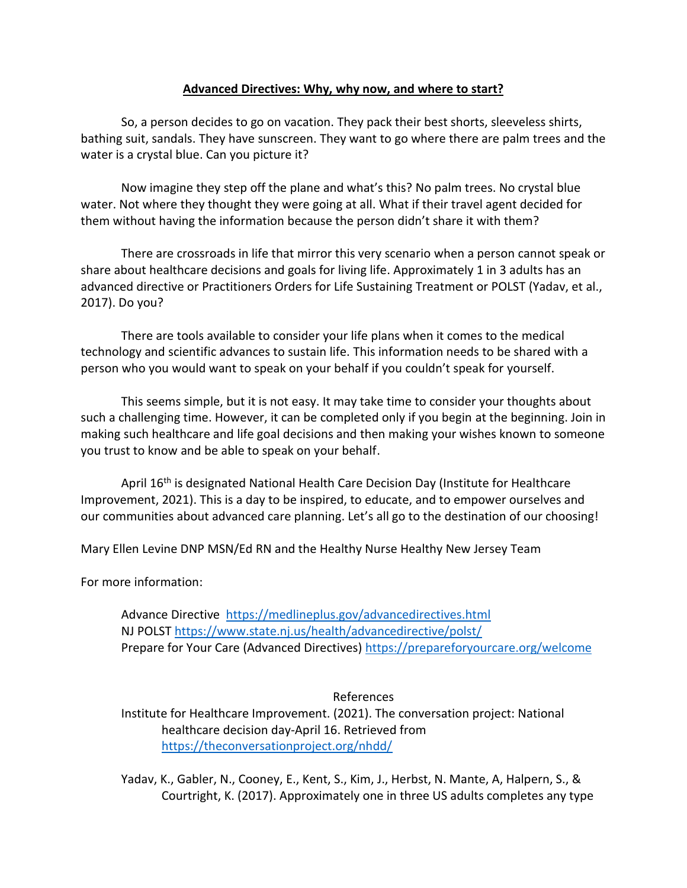# Advanced Directives: Why, why now, and where to start?

So, a person decides to go on vacation. They pack their best shorts, sleeveless shirts, bathing suit, sandals. They have sunscreen. They want to go where there are palm trees and the water is a crystal blue. Can you picture it?

Now imagine they step off the plane and what's this? No palm trees. No crystal blue water. Not where they thought they were going at all. What if their travel agent decided for them without having the information because the person didn't share it with them?

There are crossroads in life that mirror this very scenario when a person cannot speak or share about healthcare decisions and goals for living life. Approximately 1 in 3 adults has an advanced directive or Practitioners Orders for Life Sustaining Treatment or POLST (Yadav, et al., 2017). Do you?

There are tools available to consider your life plans when it comes to the medical technology and scientific advances to sustain life. This information needs to be shared with a person who you would want to speak on your behalf if you couldn't speak for yourself.

This seems simple, but it is not easy. It may take time to consider your thoughts about such a challenging time. However, it can be completed only if you begin at the beginning. Join in making such healthcare and life goal decisions and then making your wishes known to someone you trust to know and be able to speak on your behalf.

April 16th is designated National Health Care Decision Day (Institute for Healthcare Improvement, 2021). This is a day to be inspired, to educate, and to empower ourselves and our communities about advanced care planning. Let's all go to the destination of our choosing!

Mary Ellen Levine DNP MSN/Ed RN and the Healthy Nurse Healthy New Jersey Team

For more information:

Advance Directive https://medlineplus.gov/advancedirectives.html
NJ POLST https://www.state.nj.us/health/advancedirective/polst/
Prepare for Your Care (Advanced Directives) https://prepareforyourcare.org/welcome

References

Institute for Healthcare Improvement. (2021). The conversation project: National healthcare decision day-April 16. Retrieved from https://theconversationproject.org/nhdd/

Yadav, K., Gabler, N., Cooney, E., Kent, S., Kim, J., Herbst, N. Mante, A, Halpern, S., & Courtright, K. (2017). Approximately one in three US adults completes any type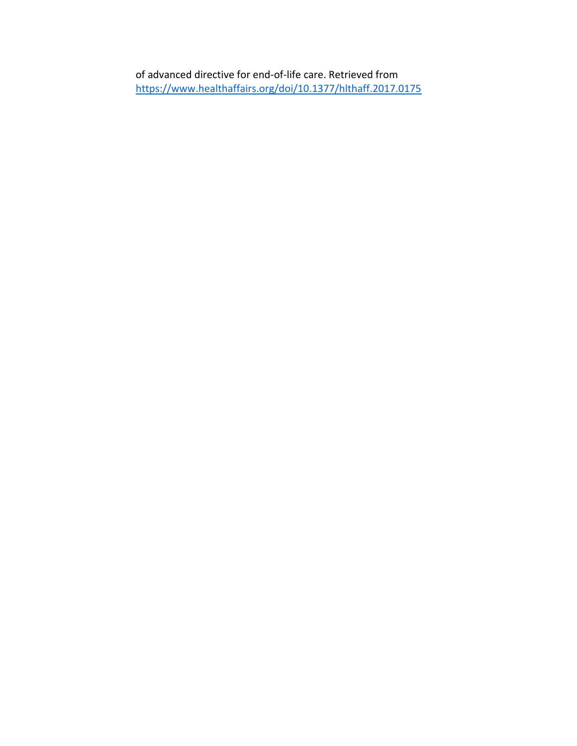of advanced directive for end-of-life care. Retrieved from https://www.healthaffairs.org/doi/10.1377/hlthaff.2017.0175